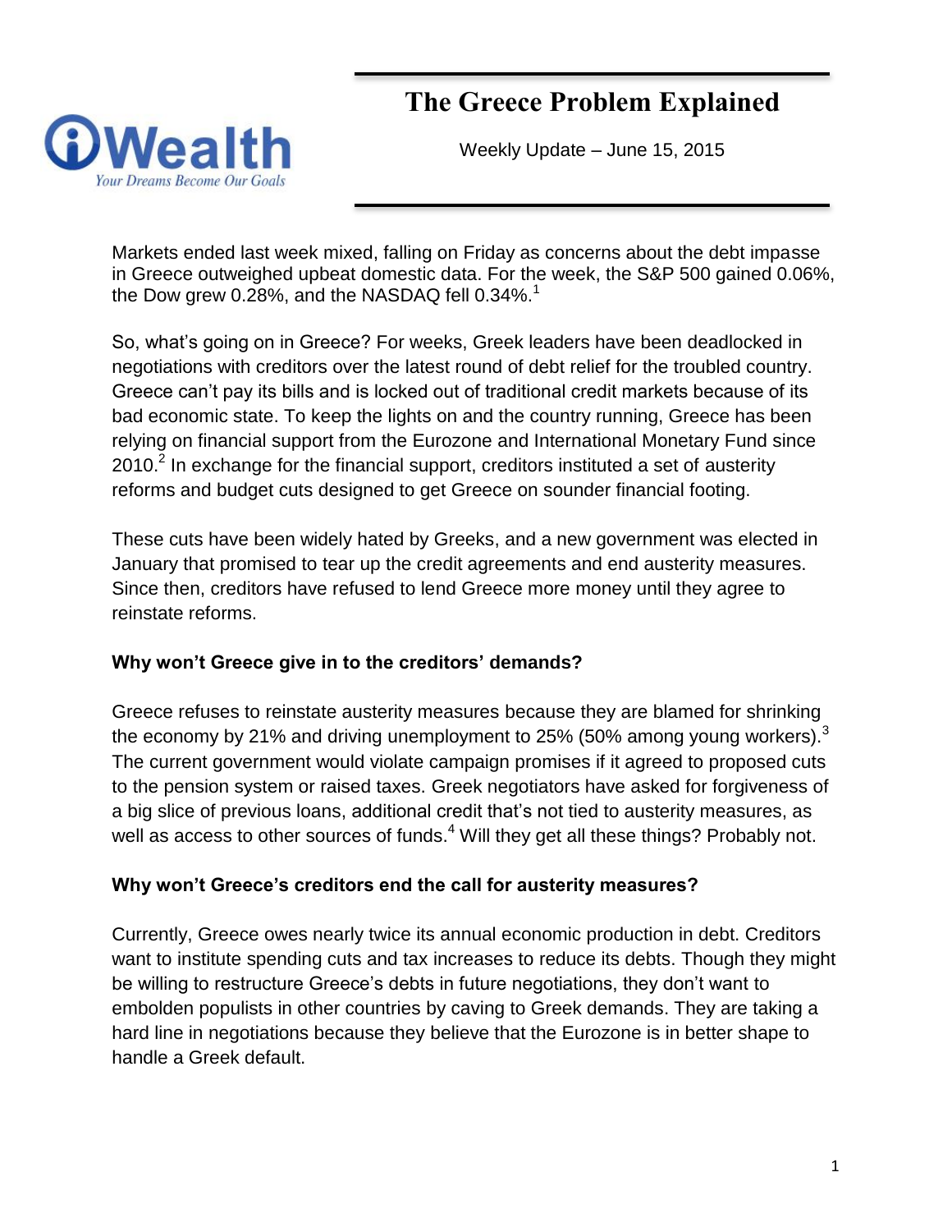# The Greece Problem Explained

Weekly Update – June 15, 2015

Markets ended last week mixed, falling on Friday as concerns about the debt impasse in Greece outweighed upbeat domestic data. For the week, the S&P 500 gained 0.06%, the Dow grew 0.28%, and the NASDAQ fell 0.34%.[1]

So, what's going on in Greece? For weeks, Greek leaders have been deadlocked in negotiations with creditors over the latest round of debt relief for the troubled country. Greece can't pay its bills and is locked out of traditional credit markets because of its bad economic state. To keep the lights on and the country running, Greece has been relying on financial support from the Eurozone and International Monetary Fund since 2010.[2] In exchange for the financial support, creditors instituted a set of austerity reforms and budget cuts designed to get Greece on sounder financial footing.

These cuts have been widely hated by Greeks, and a new government was elected in January that promised to tear up the credit agreements and end austerity measures. Since then, creditors have refused to lend Greece more money until they agree to reinstate reforms.

**Why won't Greece give in to the creditors' demands?**

Greece refuses to reinstate austerity measures because they are blamed for shrinking the economy by 21% and driving unemployment to 25% (50% among young workers).[3] The current government would violate campaign promises if it agreed to proposed cuts to the pension system or raised taxes. Greek negotiators have asked for forgiveness of a big slice of previous loans, additional credit that's not tied to austerity measures, as well as access to other sources of funds.[4] Will they get all these things? Probably not.

**Why won't Greece's creditors end the call for austerity measures?**

Currently, Greece owes nearly twice its annual economic production in debt. Creditors want to institute spending cuts and tax increases to reduce its debts. Though they might be willing to restructure Greece's debts in future negotiations, they don't want to embolden populists in other countries by caving to Greek demands. They are taking a hard line in negotiations because they believe that the Eurozone is in better shape to handle a Greek default.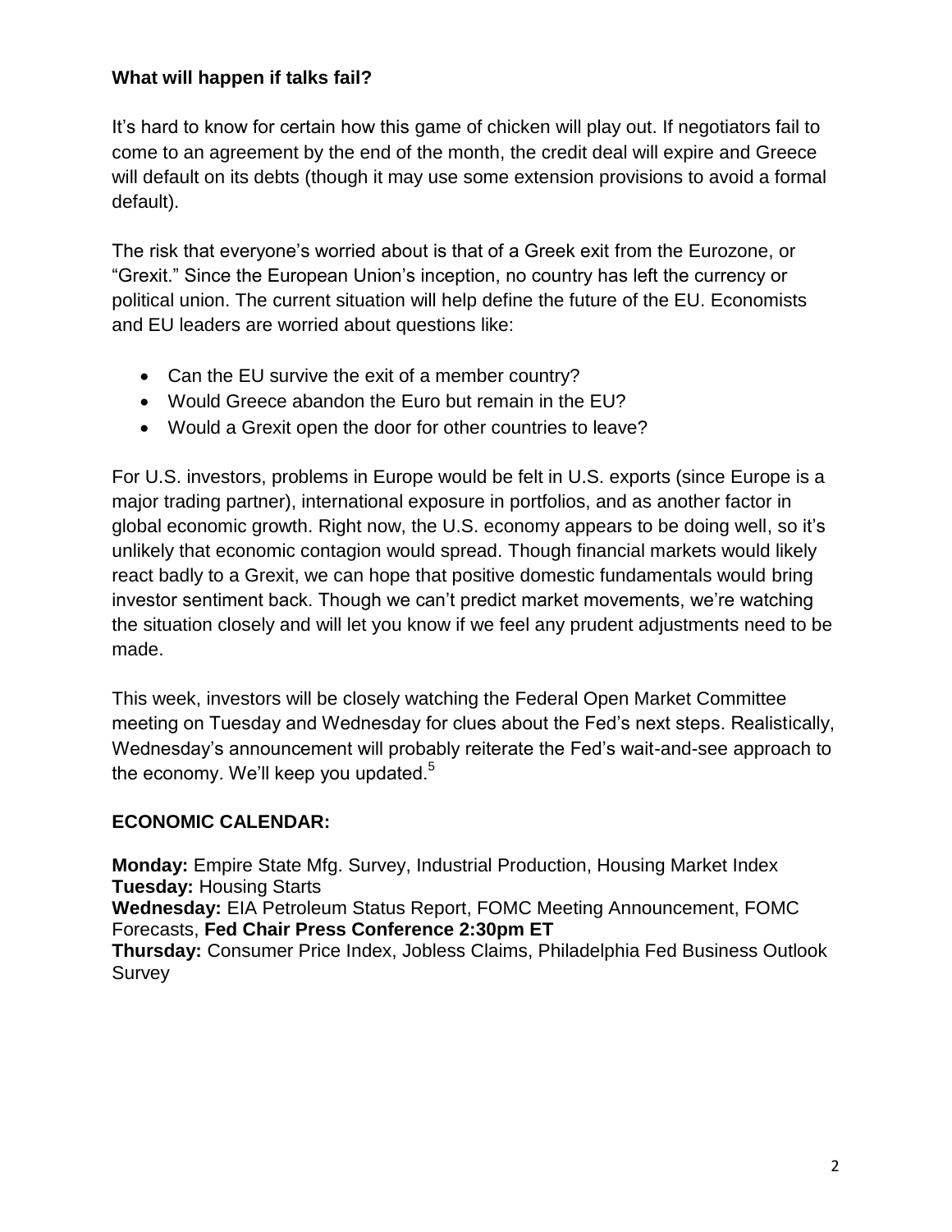**What will happen if talks fail?**

It's hard to know for certain how this game of chicken will play out. If negotiators fail to come to an agreement by the end of the month, the credit deal will expire and Greece will default on its debts (though it may use some extension provisions to avoid a formal default).

The risk that everyone's worried about is that of a Greek exit from the Eurozone, or "Grexit." Since the European Union's inception, no country has left the currency or political union. The current situation will help define the future of the EU. Economists and EU leaders are worried about questions like:

- Can the EU survive the exit of a member country?
- Would Greece abandon the Euro but remain in the EU?
- Would a Grexit open the door for other countries to leave?

For U.S. investors, problems in Europe would be felt in U.S. exports (since Europe is a major trading partner), international exposure in portfolios, and as another factor in global economic growth. Right now, the U.S. economy appears to be doing well, so it's unlikely that economic contagion would spread. Though financial markets would likely react badly to a Grexit, we can hope that positive domestic fundamentals would bring investor sentiment back. Though we can't predict market movements, we're watching the situation closely and will let you know if we feel any prudent adjustments need to be made.

This week, investors will be closely watching the Federal Open Market Committee meeting on Tuesday and Wednesday for clues about the Fed's next steps. Realistically, Wednesday's announcement will probably reiterate the Fed's wait-and-see approach to the economy. We'll keep you updated.[5]

**ECONOMIC CALENDAR:**

**Monday:** Empire State Mfg. Survey, Industrial Production, Housing Market Index
**Tuesday:** Housing Starts
**Wednesday:** EIA Petroleum Status Report, FOMC Meeting Announcement, FOMC Forecasts, **Fed Chair Press Conference 2:30pm ET**
**Thursday:** Consumer Price Index, Jobless Claims, Philadelphia Fed Business Outlook Survey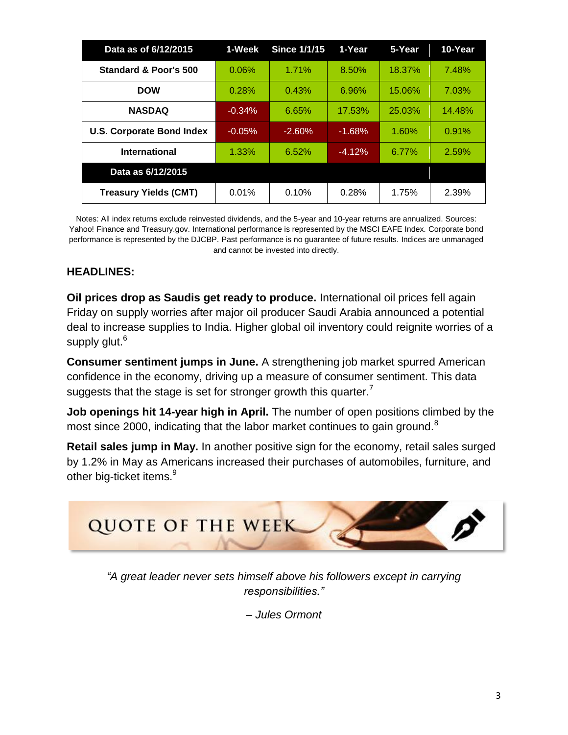| Data as of 6/12/2015 | 1-Week | Since 1/1/15 | 1-Year | 5-Year | 10-Year |
|---|---|---|---|---|---|
| Standard & Poor's 500 | 0.06% | 1.71% | 8.50% | 18.37% | 7.48% |
| DOW | 0.28% | 0.43% | 6.96% | 15.06% | 7.03% |
| NASDAQ | -0.34% | 6.65% | 17.53% | 25.03% | 14.48% |
| U.S. Corporate Bond Index | -0.05% | -2.60% | -1.68% | 1.60% | 0.91% |
| International | 1.33% | 6.52% | -4.12% | 6.77% | 2.59% |
| **Data as 6/12/2015** | | | | | |
| Treasury Yields (CMT) | 0.01% | 0.10% | 0.28% | 1.75% | 2.39% |

Notes: All index returns exclude reinvested dividends, and the 5-year and 10-year returns are annualized. Sources: Yahoo! Finance and Treasury.gov. International performance is represented by the MSCI EAFE Index. Corporate bond performance is represented by the DJCBP. Past performance is no guarantee of future results. Indices are unmanaged and cannot be invested into directly.

## HEADLINES:

**Oil prices drop as Saudis get ready to produce.** International oil prices fell again Friday on supply worries after major oil producer Saudi Arabia announced a potential deal to increase supplies to India. Higher global oil inventory could reignite worries of a supply glut.[6]

**Consumer sentiment jumps in June.** A strengthening job market spurred American confidence in the economy, driving up a measure of consumer sentiment. This data suggests that the stage is set for stronger growth this quarter.[7]

**Job openings hit 14-year high in April.** The number of open positions climbed by the most since 2000, indicating that the labor market continues to gain ground.[8]

**Retail sales jump in May.** In another positive sign for the economy, retail sales surged by 1.2% in May as Americans increased their purchases of automobiles, furniture, and other big-ticket items.[9]

## QUOTE OF THE WEEK

*"A great leader never sets himself above his followers except in carrying responsibilities."*

*– Jules Ormont*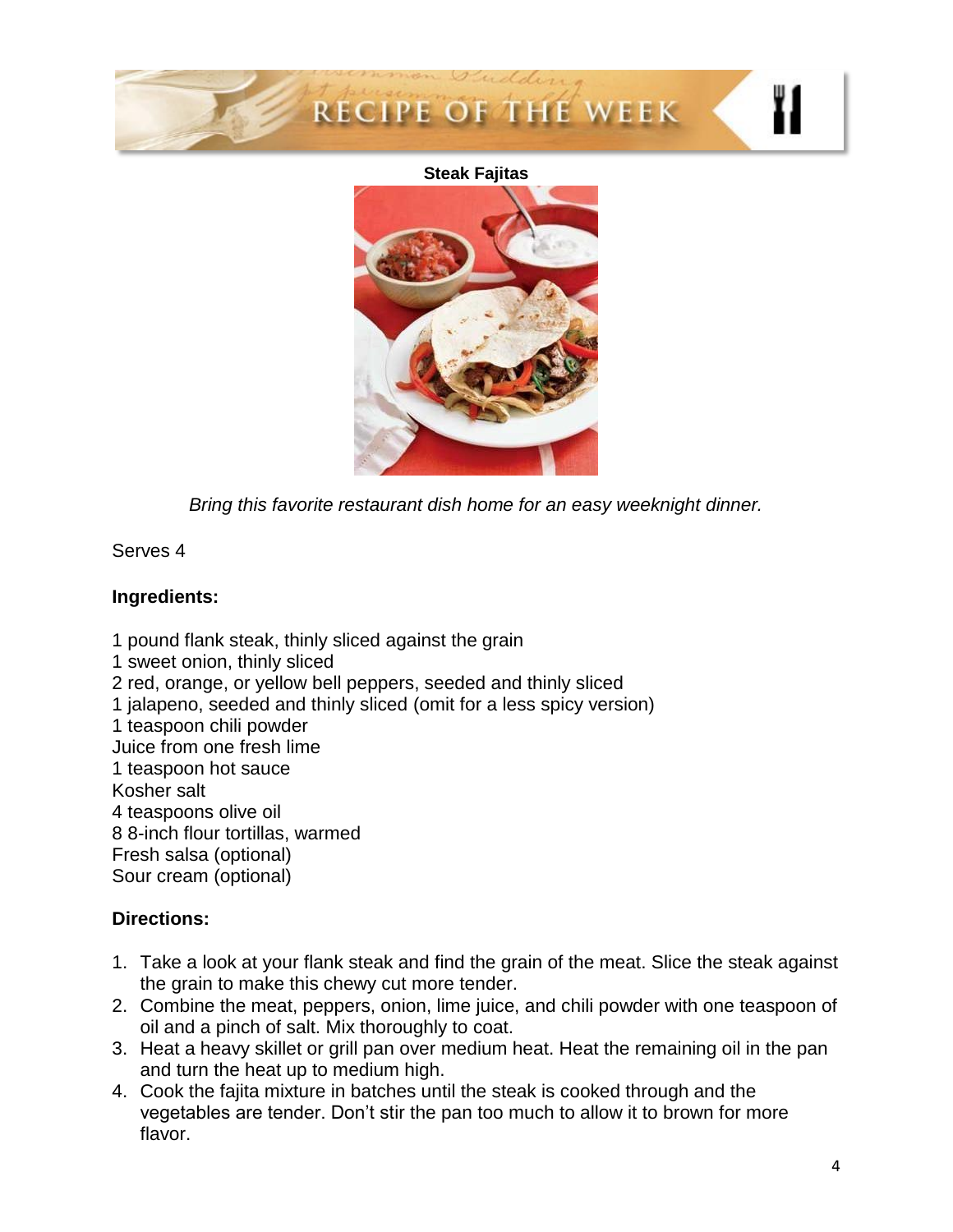# RECIPE OF THE WEEK

**Steak Fajitas**

*Bring this favorite restaurant dish home for an easy weeknight dinner.*

Serves 4

**Ingredients:**

1 pound flank steak, thinly sliced against the grain
1 sweet onion, thinly sliced
2 red, orange, or yellow bell peppers, seeded and thinly sliced
1 jalapeno, seeded and thinly sliced (omit for a less spicy version)
1 teaspoon chili powder
Juice from one fresh lime
1 teaspoon hot sauce
Kosher salt
4 teaspoons olive oil
8 8-inch flour tortillas, warmed
Fresh salsa (optional)
Sour cream (optional)

**Directions:**

1. Take a look at your flank steak and find the grain of the meat. Slice the steak against the grain to make this chewy cut more tender.
2. Combine the meat, peppers, onion, lime juice, and chili powder with one teaspoon of oil and a pinch of salt. Mix thoroughly to coat.
3. Heat a heavy skillet or grill pan over medium heat. Heat the remaining oil in the pan and turn the heat up to medium high.
4. Cook the fajita mixture in batches until the steak is cooked through and the vegetables are tender. Don't stir the pan too much to allow it to brown for more flavor.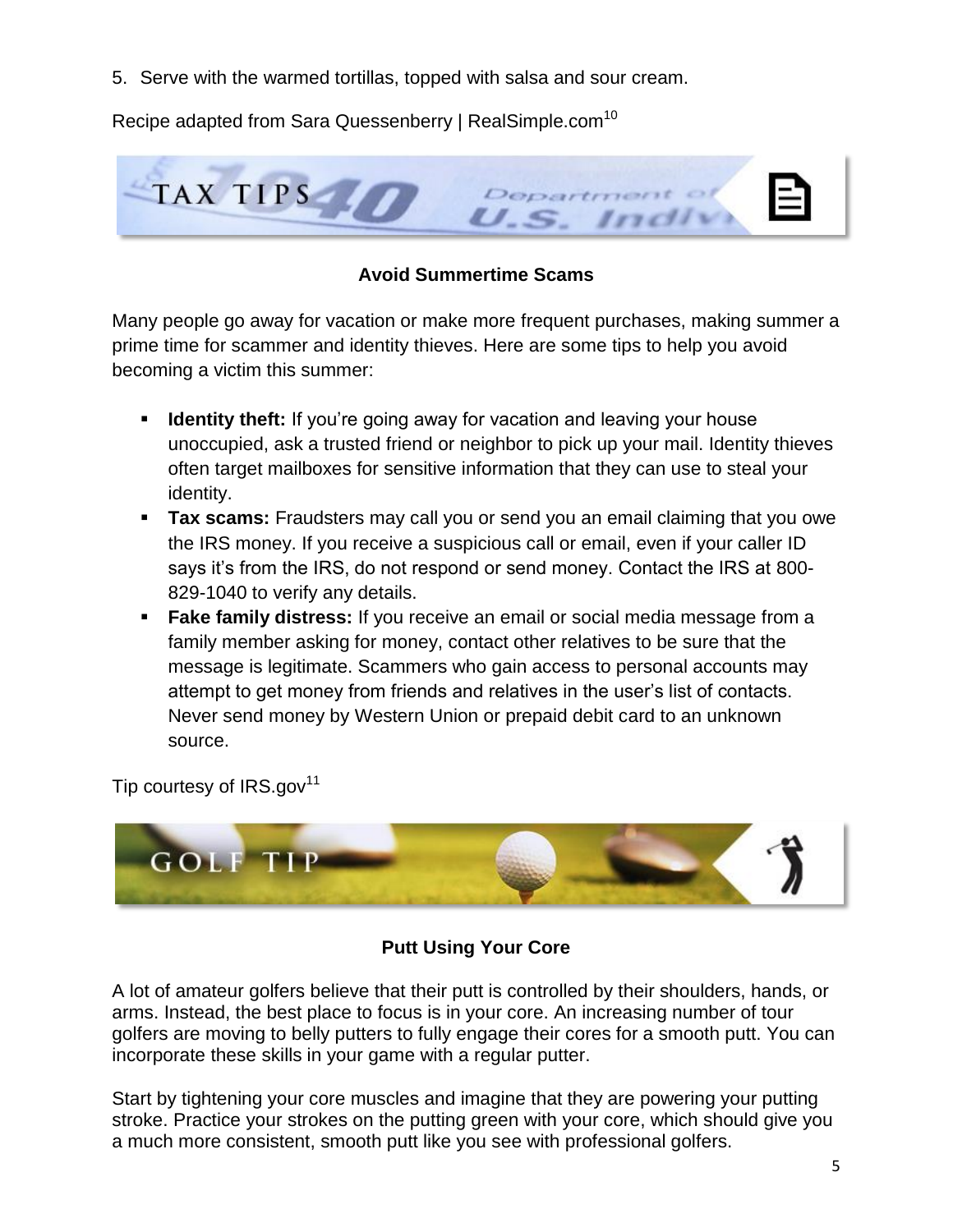5. Serve with the warmed tortillas, topped with salsa and sour cream.

Recipe adapted from Sara Quessenberry | RealSimple.com[10]

## TAX TIPS

### Avoid Summertime Scams

Many people go away for vacation or make more frequent purchases, making summer a prime time for scammer and identity thieves. Here are some tips to help you avoid becoming a victim this summer:

- **Identity theft:** If you're going away for vacation and leaving your house unoccupied, ask a trusted friend or neighbor to pick up your mail. Identity thieves often target mailboxes for sensitive information that they can use to steal your identity.
- **Tax scams:** Fraudsters may call you or send you an email claiming that you owe the IRS money. If you receive a suspicious call or email, even if your caller ID says it's from the IRS, do not respond or send money. Contact the IRS at 800-829-1040 to verify any details.
- **Fake family distress:** If you receive an email or social media message from a family member asking for money, contact other relatives to be sure that the message is legitimate. Scammers who gain access to personal accounts may attempt to get money from friends and relatives in the user's list of contacts. Never send money by Western Union or prepaid debit card to an unknown source.

Tip courtesy of IRS.gov[11]

## GOLF TIP

### Putt Using Your Core

A lot of amateur golfers believe that their putt is controlled by their shoulders, hands, or arms. Instead, the best place to focus is in your core. An increasing number of tour golfers are moving to belly putters to fully engage their cores for a smooth putt. You can incorporate these skills in your game with a regular putter.

Start by tightening your core muscles and imagine that they are powering your putting stroke. Practice your strokes on the putting green with your core, which should give you a much more consistent, smooth putt like you see with professional golfers.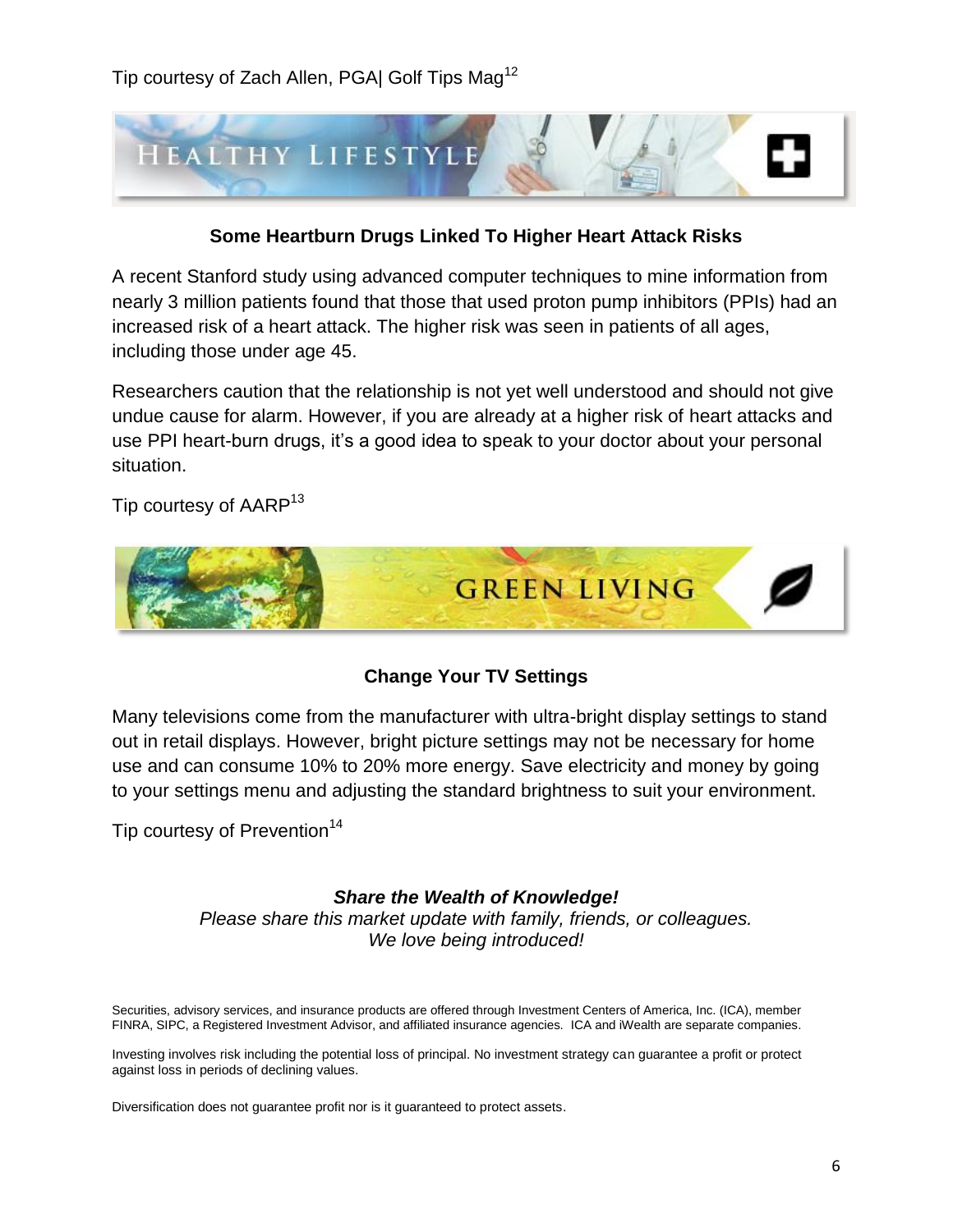Tip courtesy of Zach Allen, PGA| Golf Tips Mag[12]

## HEALTHY LIFESTYLE

### Some Heartburn Drugs Linked To Higher Heart Attack Risks

A recent Stanford study using advanced computer techniques to mine information from nearly 3 million patients found that those that used proton pump inhibitors (PPIs) had an increased risk of a heart attack. The higher risk was seen in patients of all ages, including those under age 45.

Researchers caution that the relationship is not yet well understood and should not give undue cause for alarm. However, if you are already at a higher risk of heart attacks and use PPI heart-burn drugs, it's a good idea to speak to your doctor about your personal situation.

Tip courtesy of AARP[13]

## GREEN LIVING

### Change Your TV Settings

Many televisions come from the manufacturer with ultra-bright display settings to stand out in retail displays. However, bright picture settings may not be necessary for home use and can consume 10% to 20% more energy. Save electricity and money by going to your settings menu and adjusting the standard brightness to suit your environment.

Tip courtesy of Prevention[14]

***Share the Wealth of Knowledge!***

*Please share this market update with family, friends, or colleagues.*
*We love being introduced!*

Securities, advisory services, and insurance products are offered through Investment Centers of America, Inc. (ICA), member FINRA, SIPC, a Registered Investment Advisor, and affiliated insurance agencies. ICA and iWealth are separate companies.

Investing involves risk including the potential loss of principal. No investment strategy can guarantee a profit or protect against loss in periods of declining values.

Diversification does not guarantee profit nor is it guaranteed to protect assets.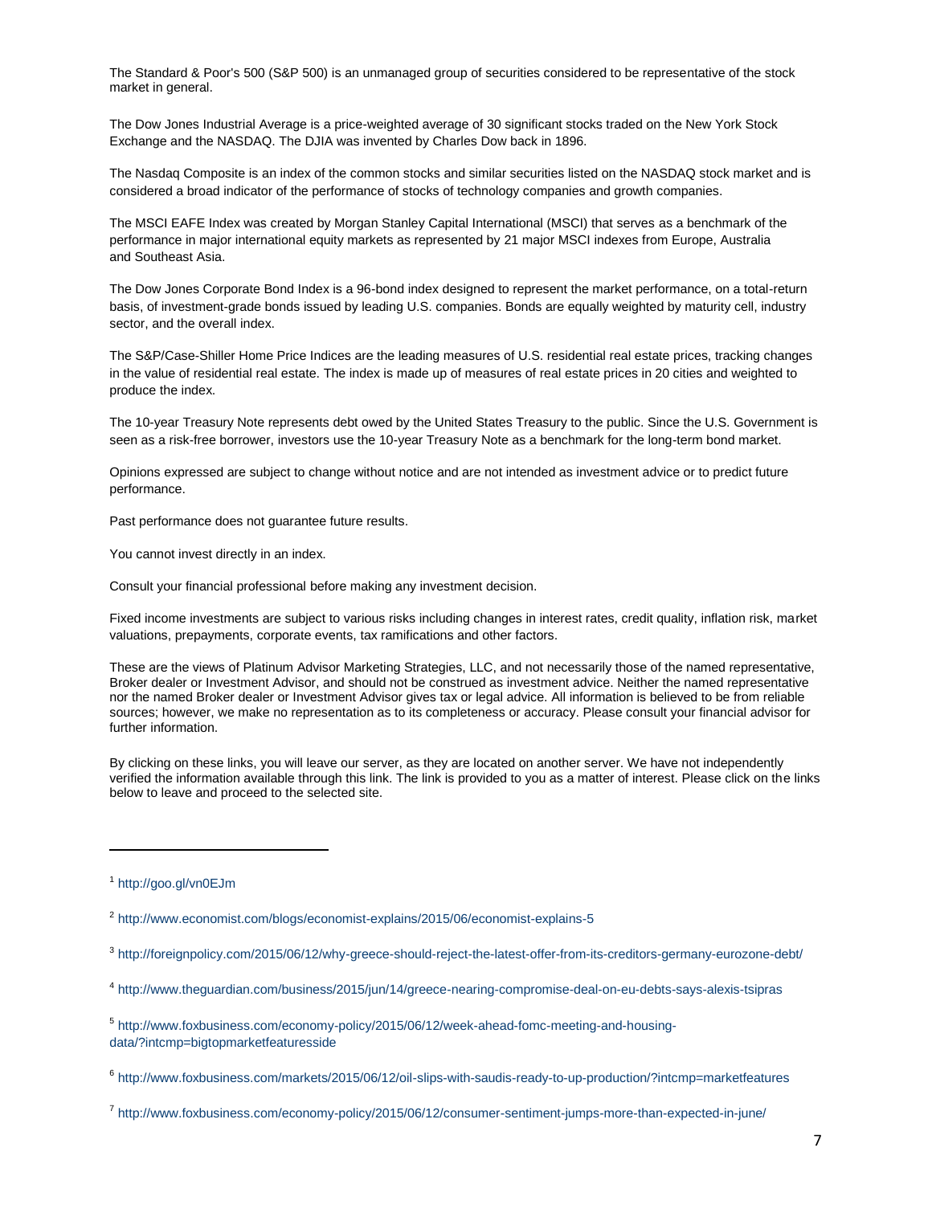The Standard & Poor's 500 (S&P 500) is an unmanaged group of securities considered to be representative of the stock market in general.

The Dow Jones Industrial Average is a price-weighted average of 30 significant stocks traded on the New York Stock Exchange and the NASDAQ. The DJIA was invented by Charles Dow back in 1896.

The Nasdaq Composite is an index of the common stocks and similar securities listed on the NASDAQ stock market and is considered a broad indicator of the performance of stocks of technology companies and growth companies.

The MSCI EAFE Index was created by Morgan Stanley Capital International (MSCI) that serves as a benchmark of the performance in major international equity markets as represented by 21 major MSCI indexes from Europe, Australia and Southeast Asia.

The Dow Jones Corporate Bond Index is a 96-bond index designed to represent the market performance, on a total-return basis, of investment-grade bonds issued by leading U.S. companies. Bonds are equally weighted by maturity cell, industry sector, and the overall index.

The S&P/Case-Shiller Home Price Indices are the leading measures of U.S. residential real estate prices, tracking changes in the value of residential real estate. The index is made up of measures of real estate prices in 20 cities and weighted to produce the index.

The 10-year Treasury Note represents debt owed by the United States Treasury to the public. Since the U.S. Government is seen as a risk-free borrower, investors use the 10-year Treasury Note as a benchmark for the long-term bond market.

Opinions expressed are subject to change without notice and are not intended as investment advice or to predict future performance.

Past performance does not guarantee future results.

You cannot invest directly in an index.

Consult your financial professional before making any investment decision.

Fixed income investments are subject to various risks including changes in interest rates, credit quality, inflation risk, market valuations, prepayments, corporate events, tax ramifications and other factors.

These are the views of Platinum Advisor Marketing Strategies, LLC, and not necessarily those of the named representative, Broker dealer or Investment Advisor, and should not be construed as investment advice. Neither the named representative nor the named Broker dealer or Investment Advisor gives tax or legal advice. All information is believed to be from reliable sources; however, we make no representation as to its completeness or accuracy. Please consult your financial advisor for further information.

By clicking on these links, you will leave our server, as they are located on another server. We have not independently verified the information available through this link. The link is provided to you as a matter of interest. Please click on the links below to leave and proceed to the selected site.

---

[1] http://goo.gl/vn0EJm

[2] http://www.economist.com/blogs/economist-explains/2015/06/economist-explains-5

[3] http://foreignpolicy.com/2015/06/12/why-greece-should-reject-the-latest-offer-from-its-creditors-germany-eurozone-debt/

[4] http://www.theguardian.com/business/2015/jun/14/greece-nearing-compromise-deal-on-eu-debts-says-alexis-tsipras

[5] http://www.foxbusiness.com/economy-policy/2015/06/12/week-ahead-fomc-meeting-and-housing-data/?intcmp=bigtopmarketfeaturesside

[6] http://www.foxbusiness.com/markets/2015/06/12/oil-slips-with-saudis-ready-to-up-production/?intcmp=marketfeatures

[7] http://www.foxbusiness.com/economy-policy/2015/06/12/consumer-sentiment-jumps-more-than-expected-in-june/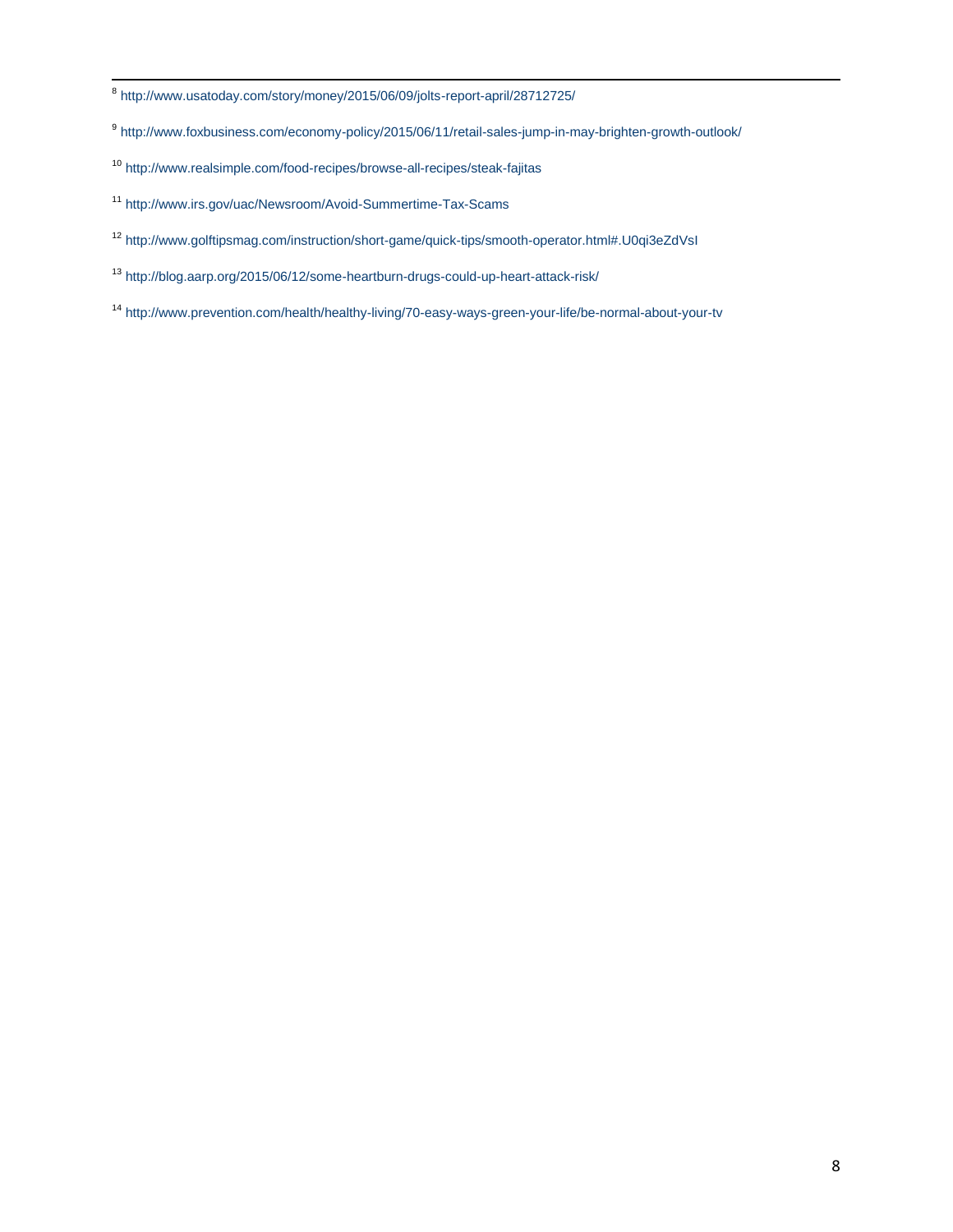[8] http://www.usatoday.com/story/money/2015/06/09/jolts-report-april/28712725/

[9] http://www.foxbusiness.com/economy-policy/2015/06/11/retail-sales-jump-in-may-brighten-growth-outlook/

[10] http://www.realsimple.com/food-recipes/browse-all-recipes/steak-fajitas

[11] http://www.irs.gov/uac/Newsroom/Avoid-Summertime-Tax-Scams

[12] http://www.golftipsmag.com/instruction/short-game/quick-tips/smooth-operator.html#.U0qi3eZdVsI

[13] http://blog.aarp.org/2015/06/12/some-heartburn-drugs-could-up-heart-attack-risk/

[14] http://www.prevention.com/health/healthy-living/70-easy-ways-green-your-life/be-normal-about-your-tv